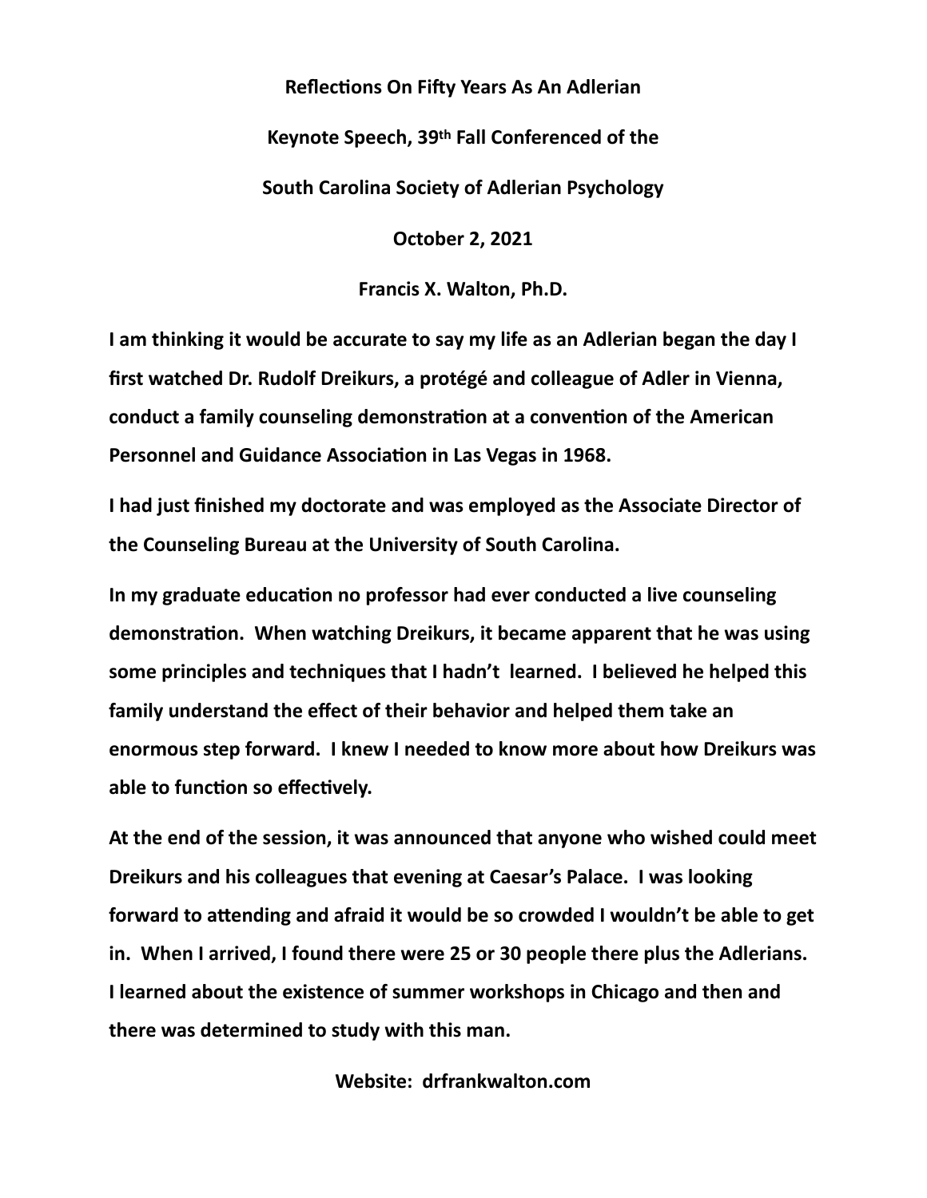**Reflections On Fifty Years As An Adlerian**

**Keynote Speech, 39th Fall Conferenced of the**

**South Carolina Society of Adlerian Psychology**

**October 2, 2021**

**Francis X. Walton, Ph.D.**

I am thinking it would be accurate to say my life as an Adlerian began the day I first watched Dr. Rudolf Dreikurs, a protégé and colleague of Adler in Vienna, conduct a family counseling demonstration at a convention of the American Personnel and Guidance Association in Las Vegas in 1968.

I had just finished my doctorate and was employed as the Associate Director of the Counseling Bureau at the University of South Carolina.

In my graduate education no professor had ever conducted a live counseling demonstration. When watching Dreikurs, it became apparent that he was using some principles and techniques that I hadn't learned. I believed he helped this family understand the effect of their behavior and helped them take an enormous step forward. I knew I needed to know more about how Dreikurs was able to function so effectively.

At the end of the session, it was announced that anyone who wished could meet Dreikurs and his colleagues that evening at Caesar's Palace. I was looking forward to attending and afraid it would be so crowded I wouldn't be able to get in. When I arrived, I found there were 25 or 30 people there plus the Adlerians. I learned about the existence of summer workshops in Chicago and then and there was determined to study with this man.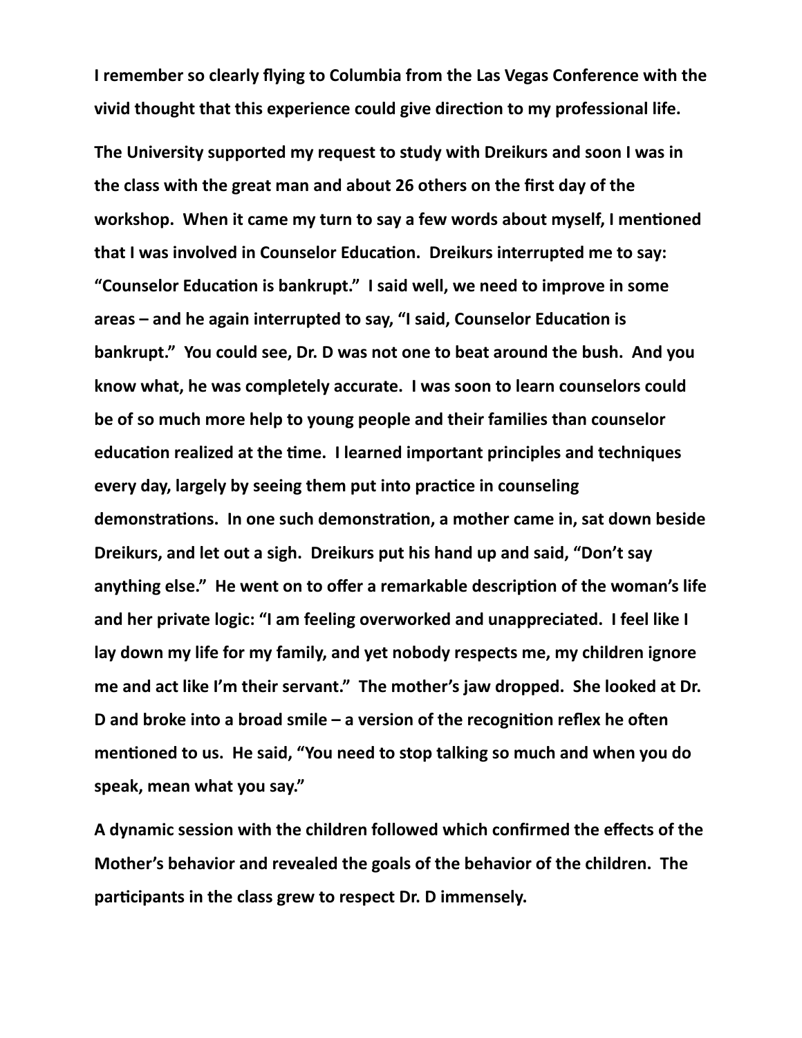**I remember so clearly flying to Columbia from the Las Vegas Conference with the vivid thought that this experience could give direction to my professional life.**

**The University supported my request to study with Dreikurs and soon I was in the class with the great man and about 26 others on the first day of the workshop. When it came my turn to say a few words about myself, I mentioned that I was involved in Counselor Education. Dreikurs interrupted me to say: "Counselor Education is bankrupt." I said well, we need to improve in some areas – and he again interrupted to say, "I said, Counselor Education is bankrupt." You could see, Dr. D was not one to beat around the bush. And you know what, he was completely accurate. I was soon to learn counselors could be of so much more help to young people and their families than counselor education realized at the time. I learned important principles and techniques every day, largely by seeing them put into practice in counseling demonstrations. In one such demonstration, a mother came in, sat down beside Dreikurs, and let out a sigh. Dreikurs put his hand up and said, "Don't say anything else." He went on to offer a remarkable description of the woman's life and her private logic: "I am feeling overworked and unappreciated. I feel like I lay down my life for my family, and yet nobody respects me, my children ignore me and act like I'm their servant." The mother's jaw dropped. She looked at Dr. D and broke into a broad smile – a version of the recognition reflex he often mentioned to us. He said, "You need to stop talking so much and when you do speak, mean what you say."**

**A dynamic session with the children followed which confirmed the effects of the Mother's behavior and revealed the goals of the behavior of the children. The participants in the class grew to respect Dr. D immensely.**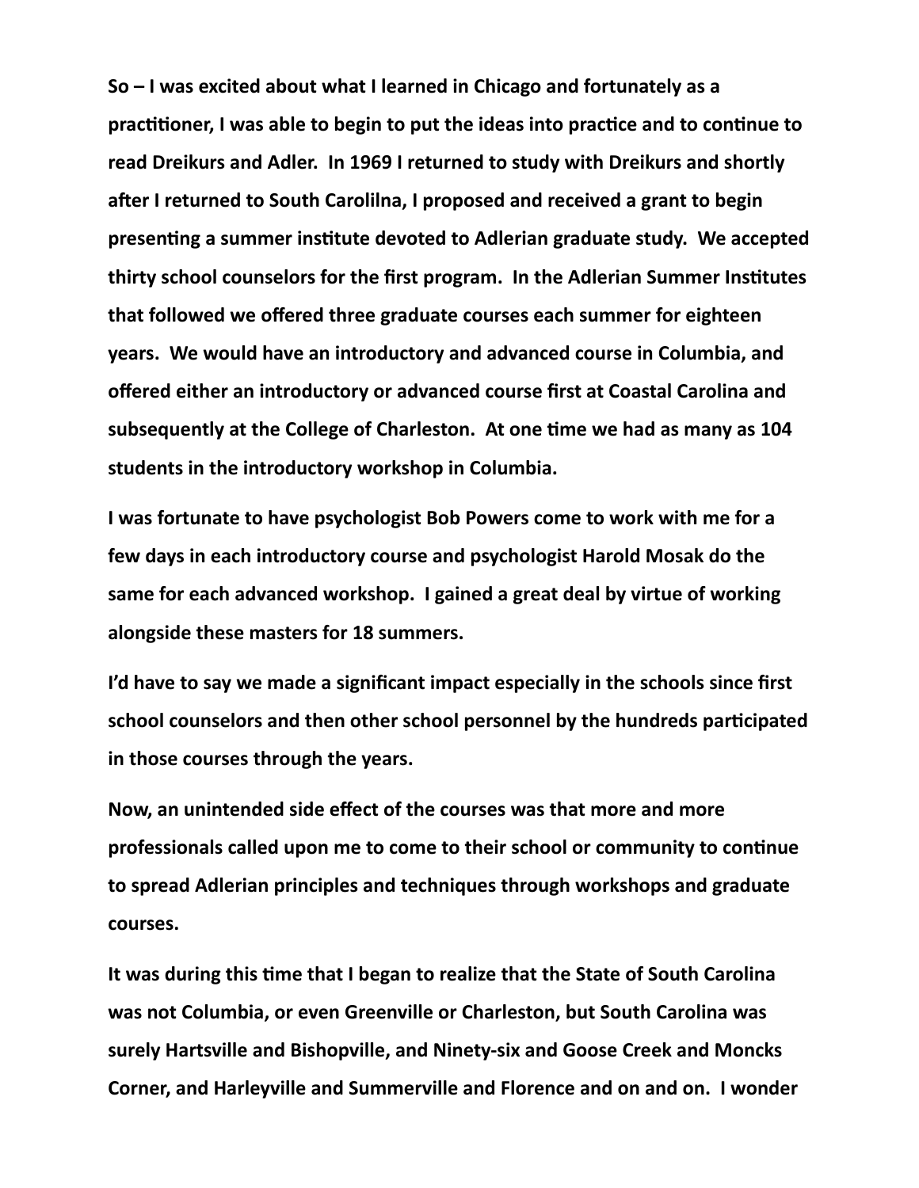**So – I was excited about what I learned in Chicago and fortunately as a practitioner, I was able to begin to put the ideas into practice and to continue to read Dreikurs and Adler. In 1969 I returned to study with Dreikurs and shortly after I returned to South Carolilna, I proposed and received a grant to begin presenting a summer institute devoted to Adlerian graduate study. We accepted thirty school counselors for the first program. In the Adlerian Summer Institutes that followed we offered three graduate courses each summer for eighteen years. We would have an introductory and advanced course in Columbia, and offered either an introductory or advanced course first at Coastal Carolina and subsequently at the College of Charleston. At one time we had as many as 104 students in the introductory workshop in Columbia.**

**I was fortunate to have psychologist Bob Powers come to work with me for a few days in each introductory course and psychologist Harold Mosak do the same for each advanced workshop. I gained a great deal by virtue of working alongside these masters for 18 summers.**

**I'd have to say we made a significant impact especially in the schools since first school counselors and then other school personnel by the hundreds participated in those courses through the years.**

**Now, an unintended side effect of the courses was that more and more professionals called upon me to come to their school or community to continue to spread Adlerian principles and techniques through workshops and graduate courses.**

**It was during this time that I began to realize that the State of South Carolina was not Columbia, or even Greenville or Charleston, but South Carolina was surely Hartsville and Bishopville, and Ninety-six and Goose Creek and Moncks Corner, and Harleyville and Summerville and Florence and on and on. I wonder**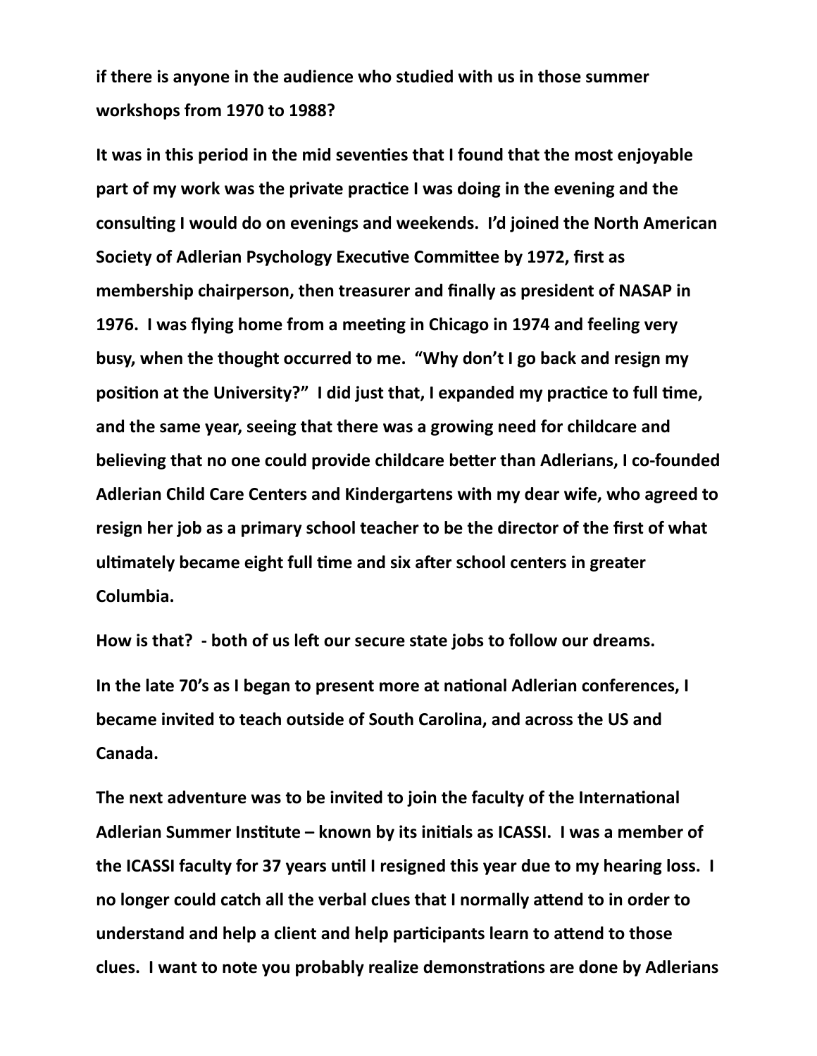**if there is anyone in the audience who studied with us in those summer workshops from 1970 to 1988?**

**It was in this period in the mid seventies that I found that the most enjoyable part of my work was the private practice I was doing in the evening and the consulting I would do on evenings and weekends. I'd joined the North American Society of Adlerian Psychology Executive Committee by 1972, first as membership chairperson, then treasurer and finally as president of NASAP in 1976. I was flying home from a meeting in Chicago in 1974 and feeling very busy, when the thought occurred to me. "Why don't I go back and resign my position at the University?" I did just that, I expanded my practice to full time, and the same year, seeing that there was a growing need for childcare and believing that no one could provide childcare better than Adlerians, I co-founded Adlerian Child Care Centers and Kindergartens with my dear wife, who agreed to resign her job as a primary school teacher to be the director of the first of what ultimately became eight full time and six after school centers in greater Columbia.**

**How is that? - both of us left our secure state jobs to follow our dreams.**

**In the late 70's as I began to present more at national Adlerian conferences, I became invited to teach outside of South Carolina, and across the US and Canada.**

**The next adventure was to be invited to join the faculty of the International Adlerian Summer Institute – known by its initials as ICASSI. I was a member of the ICASSI faculty for 37 years until I resigned this year due to my hearing loss. I no longer could catch all the verbal clues that I normally attend to in order to understand and help a client and help participants learn to attend to those clues. I want to note you probably realize demonstrations are done by Adlerians**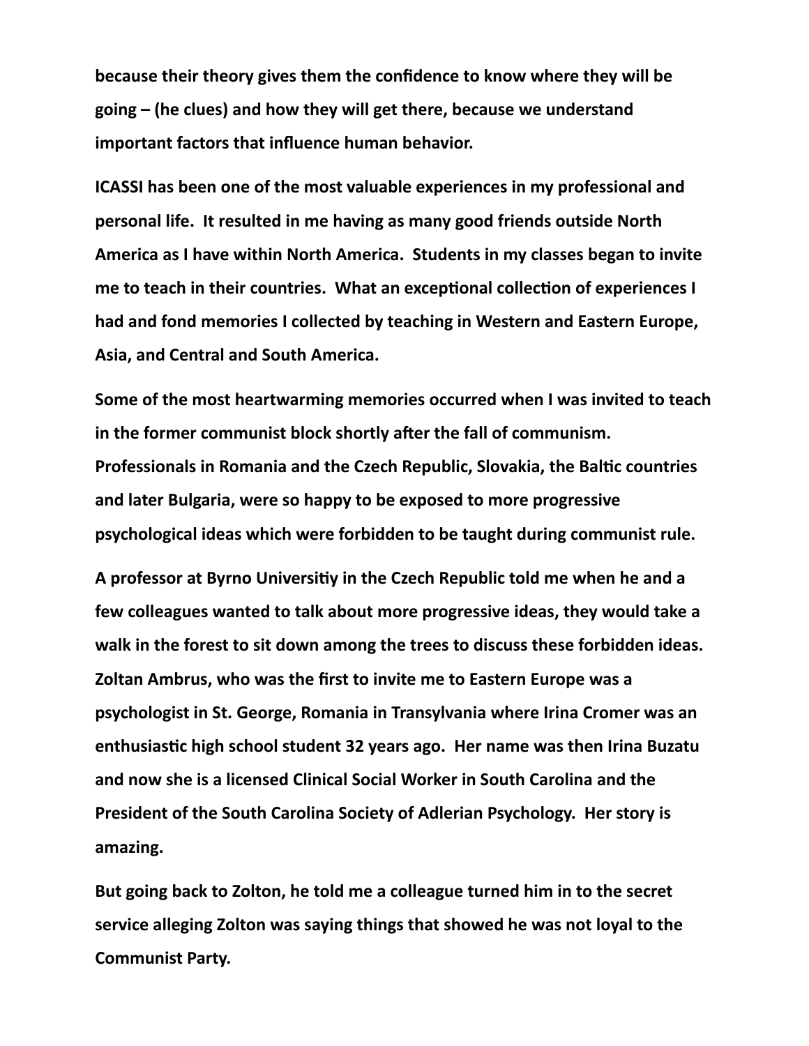**because their theory gives them the confidence to know where they will be going – (he clues) and how they will get there, because we understand important factors that influence human behavior.**

**ICASSI has been one of the most valuable experiences in my professional and personal life. It resulted in me having as many good friends outside North America as I have within North America. Students in my classes began to invite me to teach in their countries. What an exceptional collection of experiences I had and fond memories I collected by teaching in Western and Eastern Europe, Asia, and Central and South America.**

**Some of the most heartwarming memories occurred when I was invited to teach in the former communist block shortly after the fall of communism. Professionals in Romania and the Czech Republic, Slovakia, the Baltic countries and later Bulgaria, were so happy to be exposed to more progressive psychological ideas which were forbidden to be taught during communist rule.**

**A professor at Byrno Universitiy in the Czech Republic told me when he and a few colleagues wanted to talk about more progressive ideas, they would take a walk in the forest to sit down among the trees to discuss these forbidden ideas. Zoltan Ambrus, who was the first to invite me to Eastern Europe was a psychologist in St. George, Romania in Transylvania where Irina Cromer was an enthusiastic high school student 32 years ago. Her name was then Irina Buzatu and now she is a licensed Clinical Social Worker in South Carolina and the President of the South Carolina Society of Adlerian Psychology. Her story is amazing.**

**But going back to Zolton, he told me a colleague turned him in to the secret service alleging Zolton was saying things that showed he was not loyal to the Communist Party.**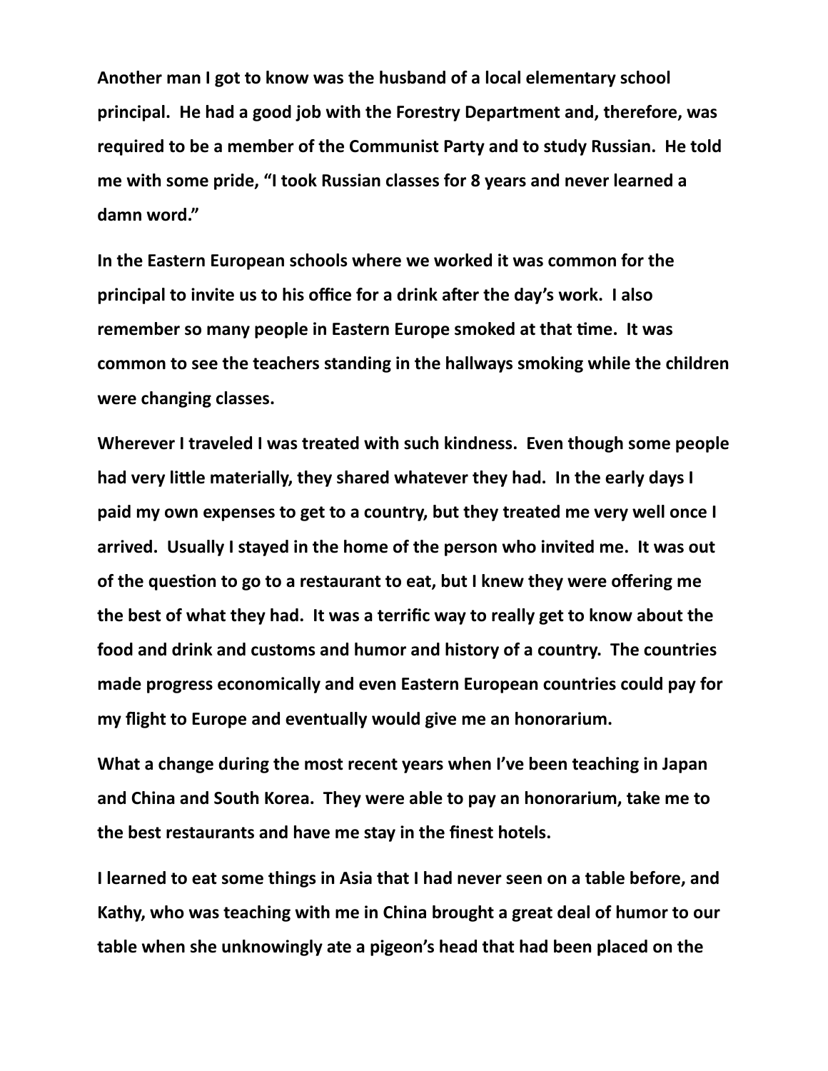Another man I got to know was the husband of a local elementary school principal. He had a good job with the Forestry Department and, therefore, was required to be a member of the Communist Party and to study Russian. He told me with some pride, "I took Russian classes for 8 years and never learned a damn word."

In the Eastern European schools where we worked it was common for the principal to invite us to his office for a drink after the day's work. I also remember so many people in Eastern Europe smoked at that time. It was common to see the teachers standing in the hallways smoking while the children were changing classes.

Wherever I traveled I was treated with such kindness. Even though some people had very little materially, they shared whatever they had. In the early days I paid my own expenses to get to a country, but they treated me very well once I arrived. Usually I stayed in the home of the person who invited me. It was out of the question to go to a restaurant to eat, but I knew they were offering me the best of what they had. It was a terrific way to really get to know about the food and drink and customs and humor and history of a country. The countries made progress economically and even Eastern European countries could pay for my flight to Europe and eventually would give me an honorarium.

What a change during the most recent years when I've been teaching in Japan and China and South Korea. They were able to pay an honorarium, take me to the best restaurants and have me stay in the finest hotels.

I learned to eat some things in Asia that I had never seen on a table before, and Kathy, who was teaching with me in China brought a great deal of humor to our table when she unknowingly ate a pigeon's head that had been placed on the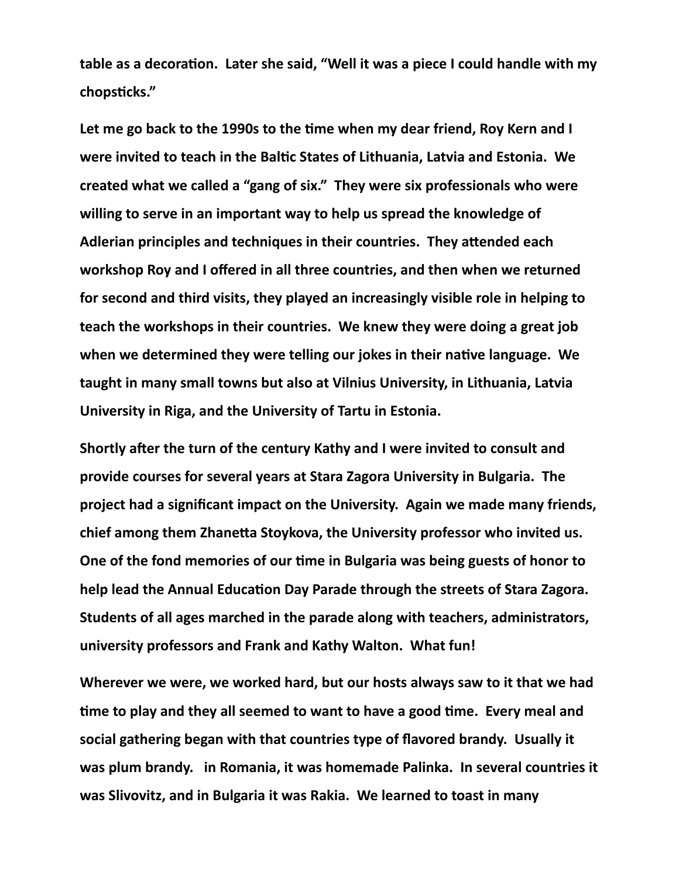**table as a decoration. Later she said, "Well it was a piece I could handle with my chopsticks."**

**Let me go back to the 1990s to the time when my dear friend, Roy Kern and I were invited to teach in the Baltic States of Lithuania, Latvia and Estonia. We created what we called a "gang of six." They were six professionals who were willing to serve in an important way to help us spread the knowledge of Adlerian principles and techniques in their countries. They attended each workshop Roy and I offered in all three countries, and then when we returned for second and third visits, they played an increasingly visible role in helping to teach the workshops in their countries. We knew they were doing a great job when we determined they were telling our jokes in their native language. We taught in many small towns but also at Vilnius University, in Lithuania, Latvia University in Riga, and the University of Tartu in Estonia.**

**Shortly after the turn of the century Kathy and I were invited to consult and provide courses for several years at Stara Zagora University in Bulgaria. The project had a significant impact on the University. Again we made many friends, chief among them Zhanetta Stoykova, the University professor who invited us. One of the fond memories of our time in Bulgaria was being guests of honor to help lead the Annual Education Day Parade through the streets of Stara Zagora. Students of all ages marched in the parade along with teachers, administrators, university professors and Frank and Kathy Walton. What fun!**

**Wherever we were, we worked hard, but our hosts always saw to it that we had time to play and they all seemed to want to have a good time. Every meal and social gathering began with that countries type of flavored brandy. Usually it was plum brandy. in Romania, it was homemade Palinka. In several countries it was Slivovitz, and in Bulgaria it was Rakia. We learned to toast in many**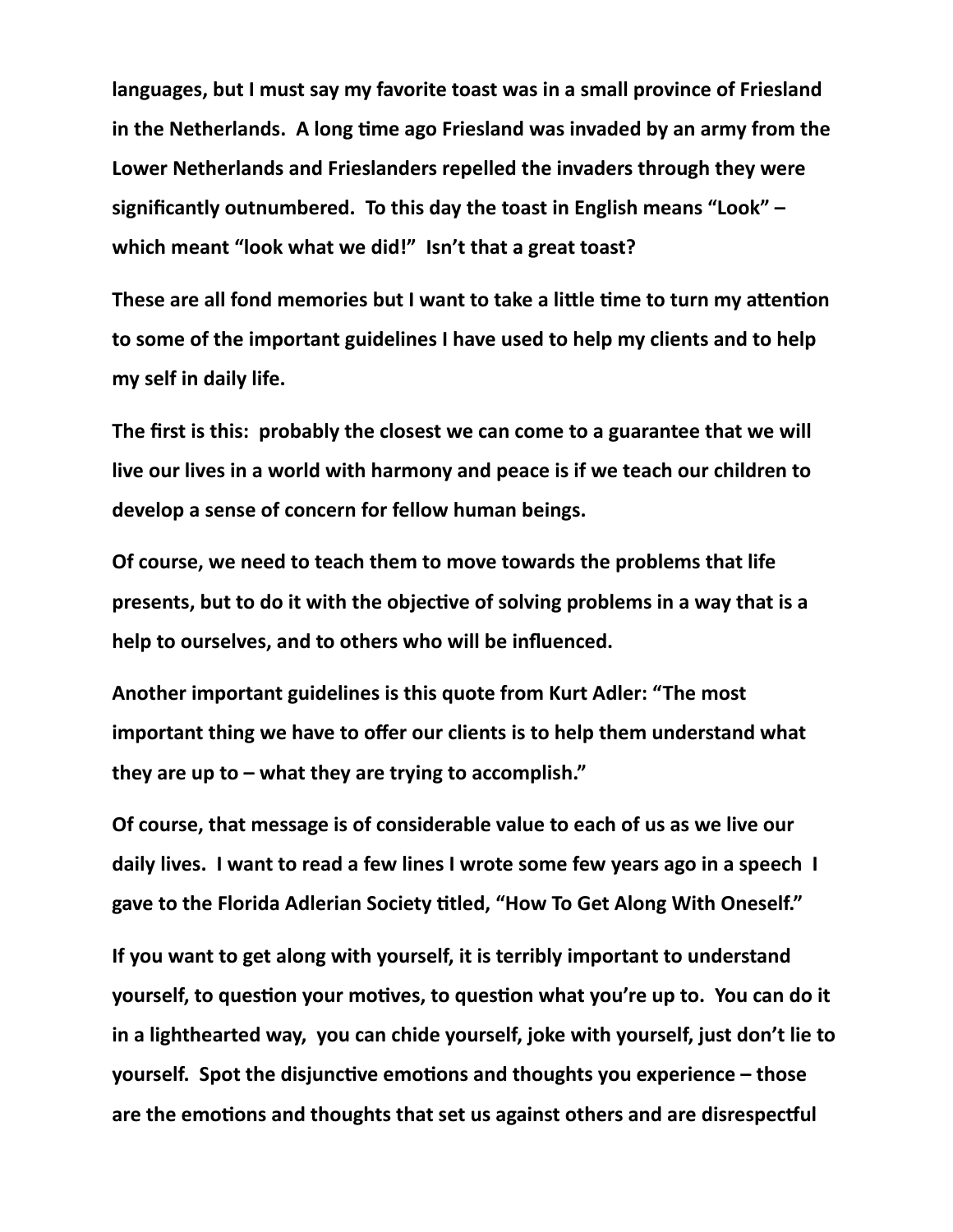languages, but I must say my favorite toast was in a small province of Friesland in the Netherlands. A long time ago Friesland was invaded by an army from the Lower Netherlands and Frieslanders repelled the invaders through they were significantly outnumbered. To this day the toast in English means "Look" – which meant "look what we did!" Isn't that a great toast?

These are all fond memories but I want to take a little time to turn my attention to some of the important guidelines I have used to help my clients and to help my self in daily life.

The first is this: probably the closest we can come to a guarantee that we will live our lives in a world with harmony and peace is if we teach our children to develop a sense of concern for fellow human beings.

Of course, we need to teach them to move towards the problems that life presents, but to do it with the objective of solving problems in a way that is a help to ourselves, and to others who will be influenced.

Another important guidelines is this quote from Kurt Adler: "The most important thing we have to offer our clients is to help them understand what they are up to – what they are trying to accomplish."

Of course, that message is of considerable value to each of us as we live our daily lives. I want to read a few lines I wrote some few years ago in a speech I gave to the Florida Adlerian Society titled, "How To Get Along With Oneself."

If you want to get along with yourself, it is terribly important to understand yourself, to question your motives, to question what you're up to. You can do it in a lighthearted way, you can chide yourself, joke with yourself, just don't lie to yourself. Spot the disjunctive emotions and thoughts you experience – those are the emotions and thoughts that set us against others and are disrespectful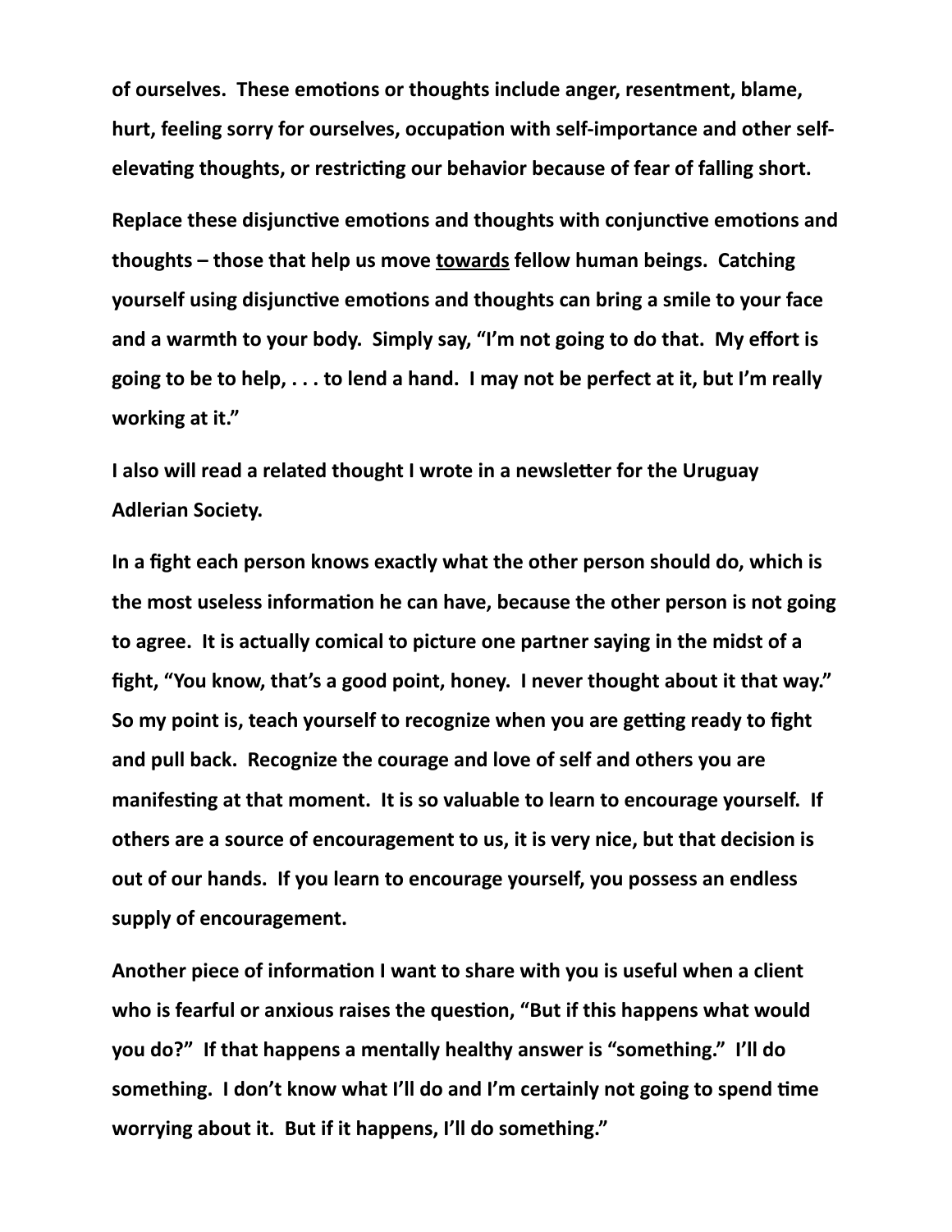**of ourselves. These emotions or thoughts include anger, resentment, blame, hurt, feeling sorry for ourselves, occupation with self-importance and other self-elevating thoughts, or restricting our behavior because of fear of falling short.**

**Replace these disjunctive emotions and thoughts with conjunctive emotions and thoughts – those that help us move <u>towards</u> fellow human beings. Catching yourself using disjunctive emotions and thoughts can bring a smile to your face and a warmth to your body. Simply say, "I'm not going to do that. My effort is going to be to help, . . . to lend a hand. I may not be perfect at it, but I'm really working at it."**

**I also will read a related thought I wrote in a newsletter for the Uruguay Adlerian Society.**

**In a fight each person knows exactly what the other person should do, which is the most useless information he can have, because the other person is not going to agree. It is actually comical to picture one partner saying in the midst of a fight, "You know, that's a good point, honey. I never thought about it that way." So my point is, teach yourself to recognize when you are getting ready to fight and pull back. Recognize the courage and love of self and others you are manifesting at that moment. It is so valuable to learn to encourage yourself. If others are a source of encouragement to us, it is very nice, but that decision is out of our hands. If you learn to encourage yourself, you possess an endless supply of encouragement.**

**Another piece of information I want to share with you is useful when a client who is fearful or anxious raises the question, "But if this happens what would you do?" If that happens a mentally healthy answer is "something." I'll do something. I don't know what I'll do and I'm certainly not going to spend time worrying about it. But if it happens, I'll do something."**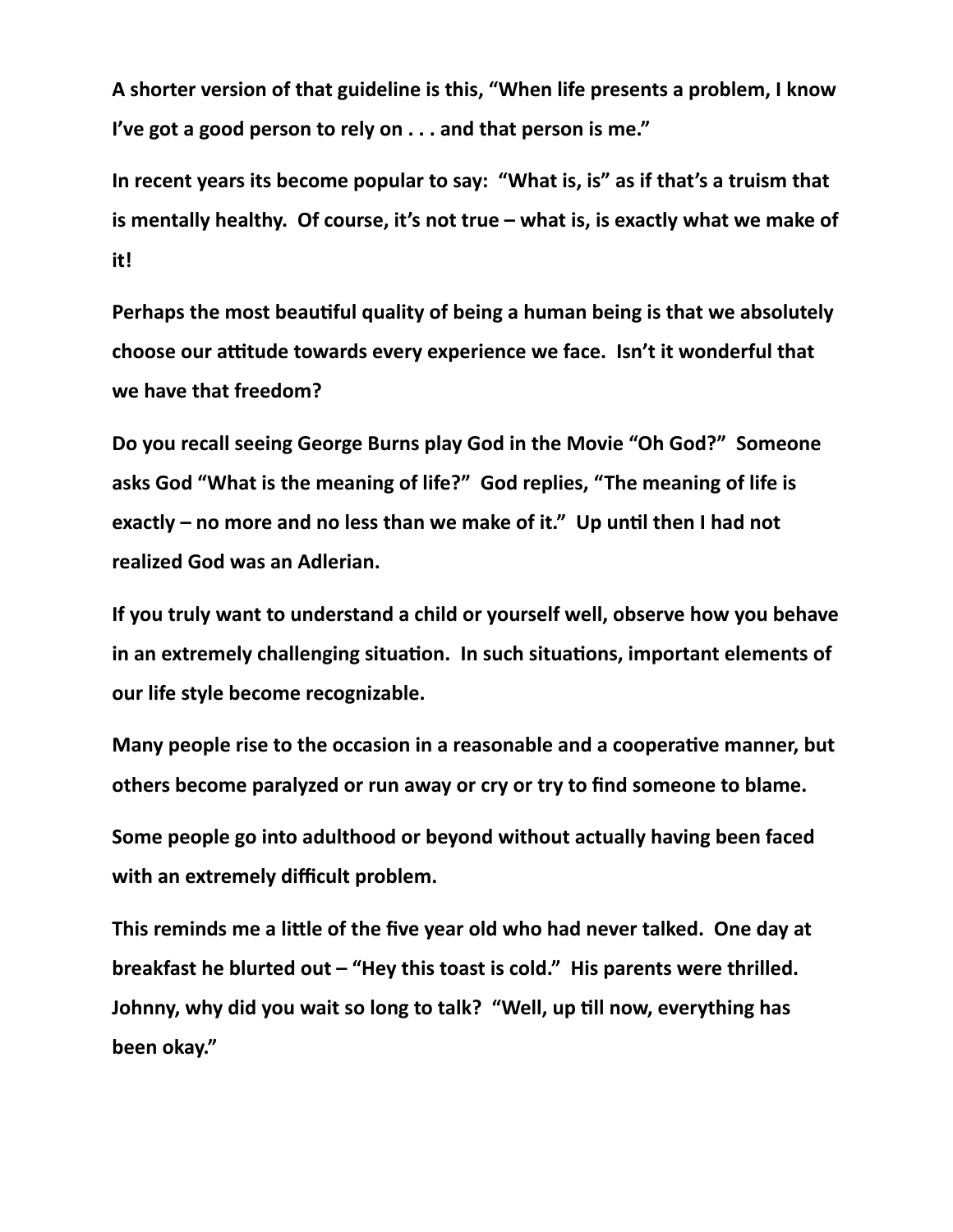**A shorter version of that guideline is this, "When life presents a problem, I know I've got a good person to rely on . . . and that person is me."**

**In recent years its become popular to say: "What is, is" as if that's a truism that is mentally healthy. Of course, it's not true – what is, is exactly what we make of it!**

**Perhaps the most beautiful quality of being a human being is that we absolutely choose our attitude towards every experience we face. Isn't it wonderful that we have that freedom?**

**Do you recall seeing George Burns play God in the Movie "Oh God?" Someone asks God "What is the meaning of life?" God replies, "The meaning of life is exactly – no more and no less than we make of it." Up until then I had not realized God was an Adlerian.**

**If you truly want to understand a child or yourself well, observe how you behave in an extremely challenging situation. In such situations, important elements of our life style become recognizable.**

**Many people rise to the occasion in a reasonable and a cooperative manner, but others become paralyzed or run away or cry or try to find someone to blame.**

**Some people go into adulthood or beyond without actually having been faced with an extremely difficult problem.**

**This reminds me a little of the five year old who had never talked. One day at breakfast he blurted out – "Hey this toast is cold." His parents were thrilled. Johnny, why did you wait so long to talk? "Well, up till now, everything has been okay."**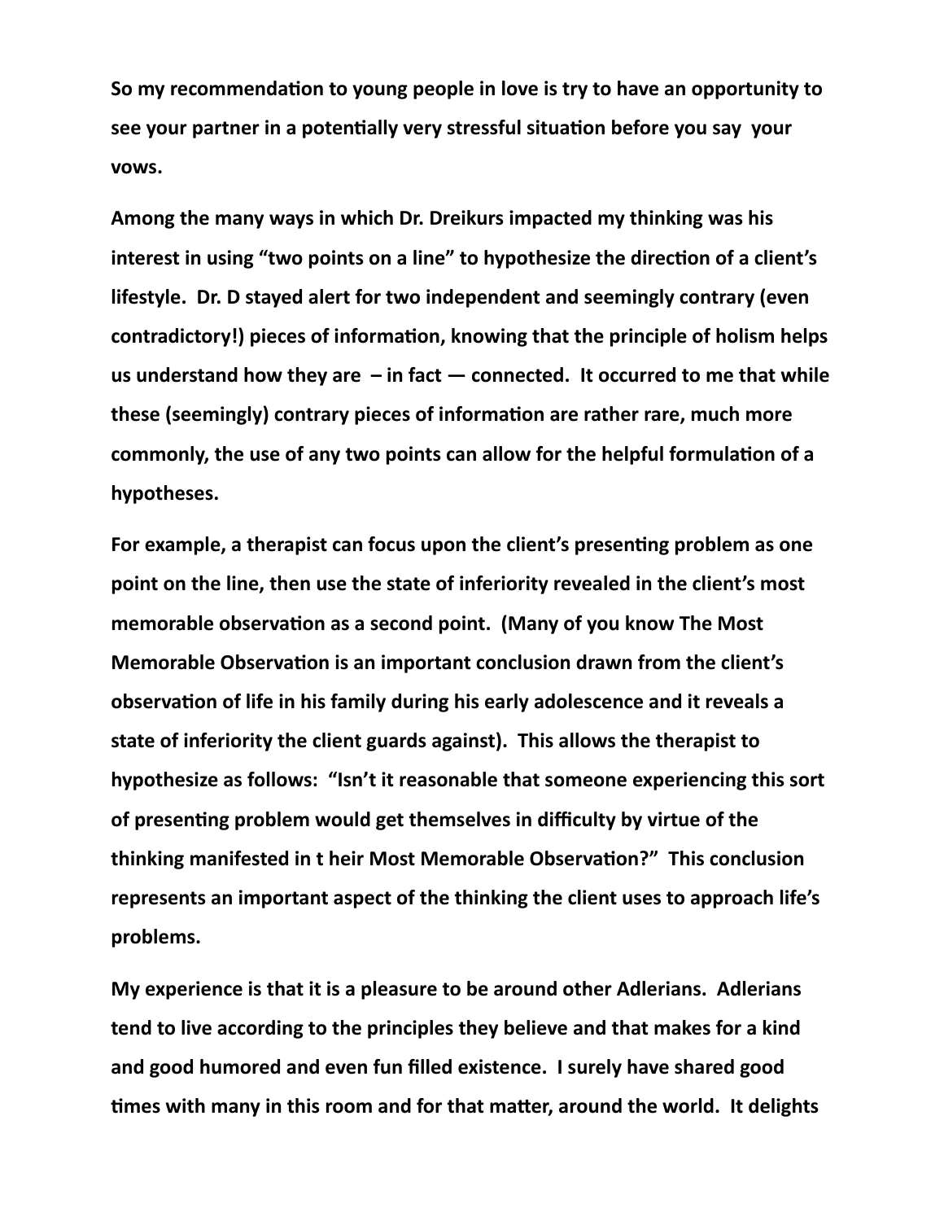**So my recommendation to young people in love is try to have an opportunity to see your partner in a potentially very stressful situation before you say your vows.**

**Among the many ways in which Dr. Dreikurs impacted my thinking was his interest in using "two points on a line" to hypothesize the direction of a client's lifestyle. Dr. D stayed alert for two independent and seemingly contrary (even contradictory!) pieces of information, knowing that the principle of holism helps us understand how they are – in fact — connected. It occurred to me that while these (seemingly) contrary pieces of information are rather rare, much more commonly, the use of any two points can allow for the helpful formulation of a hypotheses.**

**For example, a therapist can focus upon the client's presenting problem as one point on the line, then use the state of inferiority revealed in the client's most memorable observation as a second point. (Many of you know The Most Memorable Observation is an important conclusion drawn from the client's observation of life in his family during his early adolescence and it reveals a state of inferiority the client guards against). This allows the therapist to hypothesize as follows: "Isn't it reasonable that someone experiencing this sort of presenting problem would get themselves in difficulty by virtue of the thinking manifested in t heir Most Memorable Observation?" This conclusion represents an important aspect of the thinking the client uses to approach life's problems.**

**My experience is that it is a pleasure to be around other Adlerians. Adlerians tend to live according to the principles they believe and that makes for a kind and good humored and even fun filled existence. I surely have shared good times with many in this room and for that matter, around the world. It delights**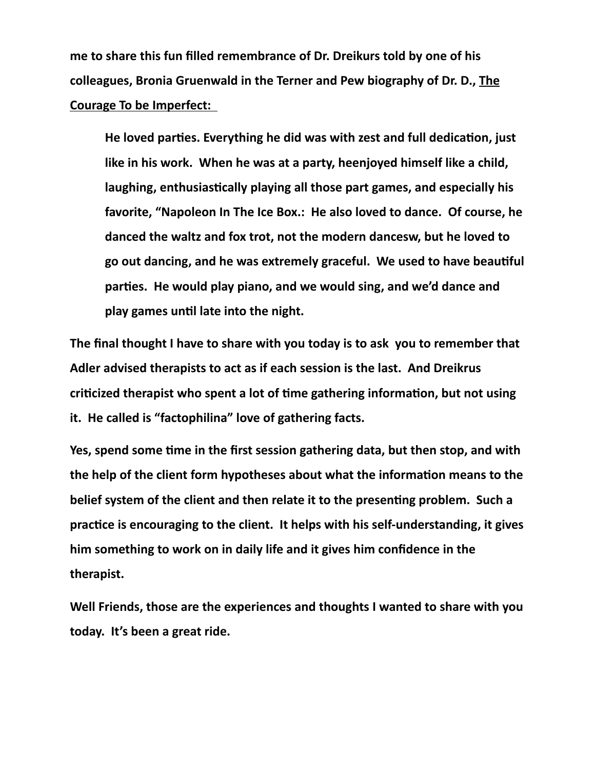**me to share this fun filled remembrance of Dr. Dreikurs told by one of his colleagues, Bronia Gruenwald in the Terner and Pew biography of Dr. D., <u>The Courage To be Imperfect:</u>**

> **He loved parties. Everything he did was with zest and full dedication, just like in his work. When he was at a party, heenjoyed himself like a child, laughing, enthusiastically playing all those part games, and especially his favorite, "Napoleon In The Ice Box.: He also loved to dance. Of course, he danced the waltz and fox trot, not the modern dancesw, but he loved to go out dancing, and he was extremely graceful. We used to have beautiful parties. He would play piano, and we would sing, and we'd dance and play games until late into the night.**

**The final thought I have to share with you today is to ask you to remember that Adler advised therapists to act as if each session is the last. And Dreikrus criticized therapist who spent a lot of time gathering information, but not using it. He called is "factophilina" love of gathering facts.**

**Yes, spend some time in the first session gathering data, but then stop, and with the help of the client form hypotheses about what the information means to the belief system of the client and then relate it to the presenting problem. Such a practice is encouraging to the client. It helps with his self-understanding, it gives him something to work on in daily life and it gives him confidence in the therapist.**

**Well Friends, those are the experiences and thoughts I wanted to share with you today. It's been a great ride.**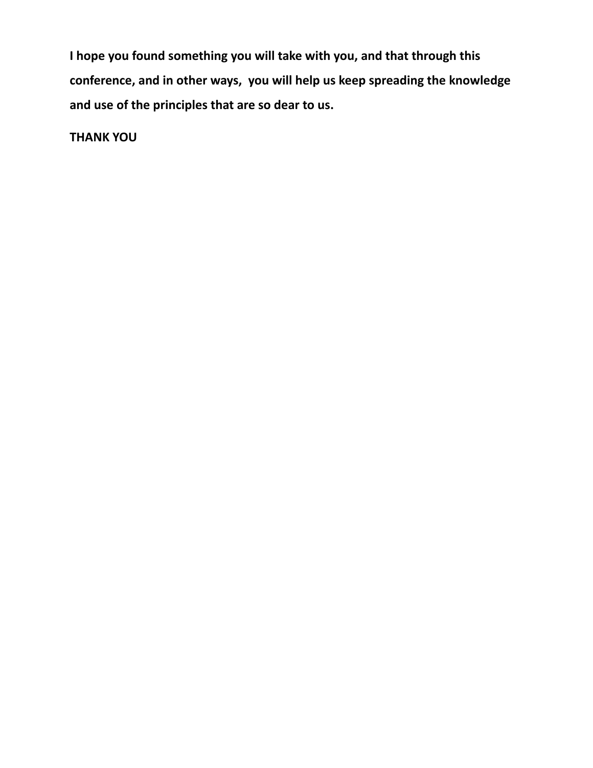**I hope you found something you will take with you, and that through this conference, and in other ways, you will help us keep spreading the knowledge and use of the principles that are so dear to us.**

**THANK YOU**